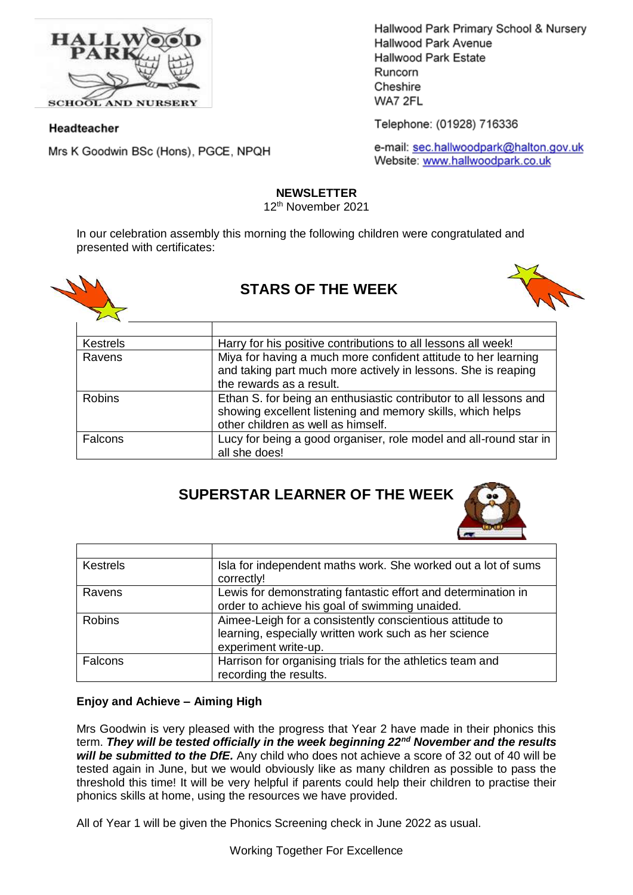**Headteacher**

Mrs K Goodwin BSc (Hons), PGCE, NPQH

Hallwood Park Primary School & Nursery
Hallwood Park Avenue
Hallwood Park Estate
Runcorn
Cheshire
WA7 2FL

Telephone: (01928) 716336

e-mail: sec.hallwoodpark@halton.gov.uk
Website: www.hallwoodpark.co.uk

**NEWSLETTER**

12th November 2021

In our celebration assembly this morning the following children were congratulated and presented with certificates:

## STARS OF THE WEEK

| | |
|---|---|
| Kestrels | Harry for his positive contributions to all lessons all week! |
| Ravens | Miya for having a much more confident attitude to her learning and taking part much more actively in lessons. She is reaping the rewards as a result. |
| Robins | Ethan S. for being an enthusiastic contributor to all lessons and showing excellent listening and memory skills, which helps other children as well as himself. |
| Falcons | Lucy for being a good organiser, role model and all-round star in all she does! |

## SUPERSTAR LEARNER OF THE WEEK

| | |
|---|---|
| Kestrels | Isla for independent maths work. She worked out a lot of sums correctly! |
| Ravens | Lewis for demonstrating fantastic effort and determination in order to achieve his goal of swimming unaided. |
| Robins | Aimee-Leigh for a consistently conscientious attitude to learning, especially written work such as her science experiment write-up. |
| Falcons | Harrison for organising trials for the athletics team and recording the results. |

**Enjoy and Achieve – Aiming High**

Mrs Goodwin is very pleased with the progress that Year 2 have made in their phonics this term. ***They will be tested officially in the week beginning 22nd November and the results will be submitted to the DfE.*** Any child who does not achieve a score of 32 out of 40 will be tested again in June, but we would obviously like as many children as possible to pass the threshold this time! It will be very helpful if parents could help their children to practise their phonics skills at home, using the resources we have provided.

All of Year 1 will be given the Phonics Screening check in June 2022 as usual.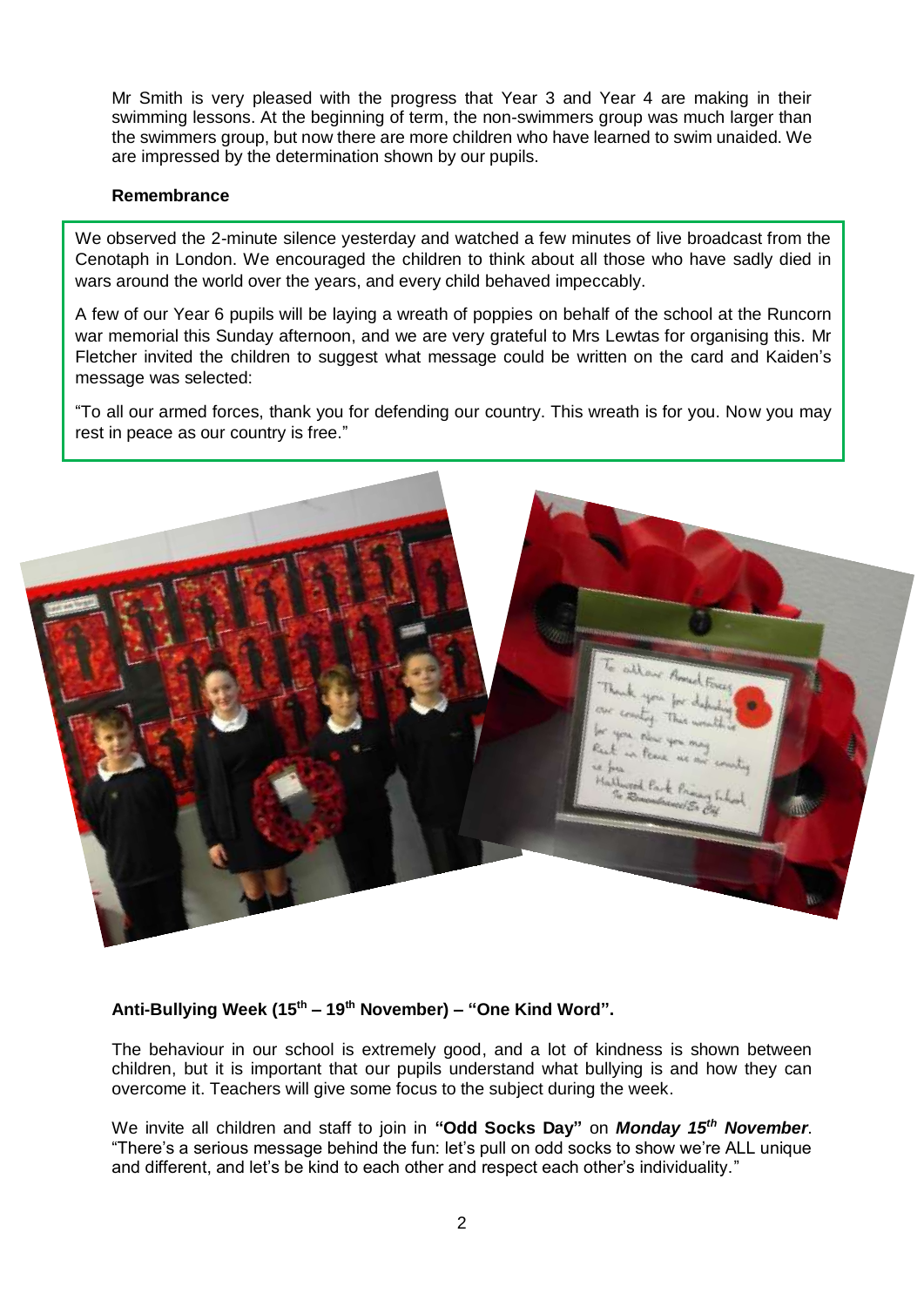Mr Smith is very pleased with the progress that Year 3 and Year 4 are making in their swimming lessons. At the beginning of term, the non-swimmers group was much larger than the swimmers group, but now there are more children who have learned to swim unaided. We are impressed by the determination shown by our pupils.

**Remembrance**

We observed the 2-minute silence yesterday and watched a few minutes of live broadcast from the Cenotaph in London. We encouraged the children to think about all those who have sadly died in wars around the world over the years, and every child behaved impeccably.

A few of our Year 6 pupils will be laying a wreath of poppies on behalf of the school at the Runcorn war memorial this Sunday afternoon, and we are very grateful to Mrs Lewtas for organising this. Mr Fletcher invited the children to suggest what message could be written on the card and Kaiden's message was selected:

"To all our armed forces, thank you for defending our country. This wreath is for you. Now you may rest in peace as our country is free."

**Anti-Bullying Week (15th – 19th November) – "One Kind Word".**

The behaviour in our school is extremely good, and a lot of kindness is shown between children, but it is important that our pupils understand what bullying is and how they can overcome it. Teachers will give some focus to the subject during the week.

We invite all children and staff to join in **"Odd Socks Day"** on ***Monday 15th November***. "There's a serious message behind the fun: let's pull on odd socks to show we're ALL unique and different, and let's be kind to each other and respect each other's individuality."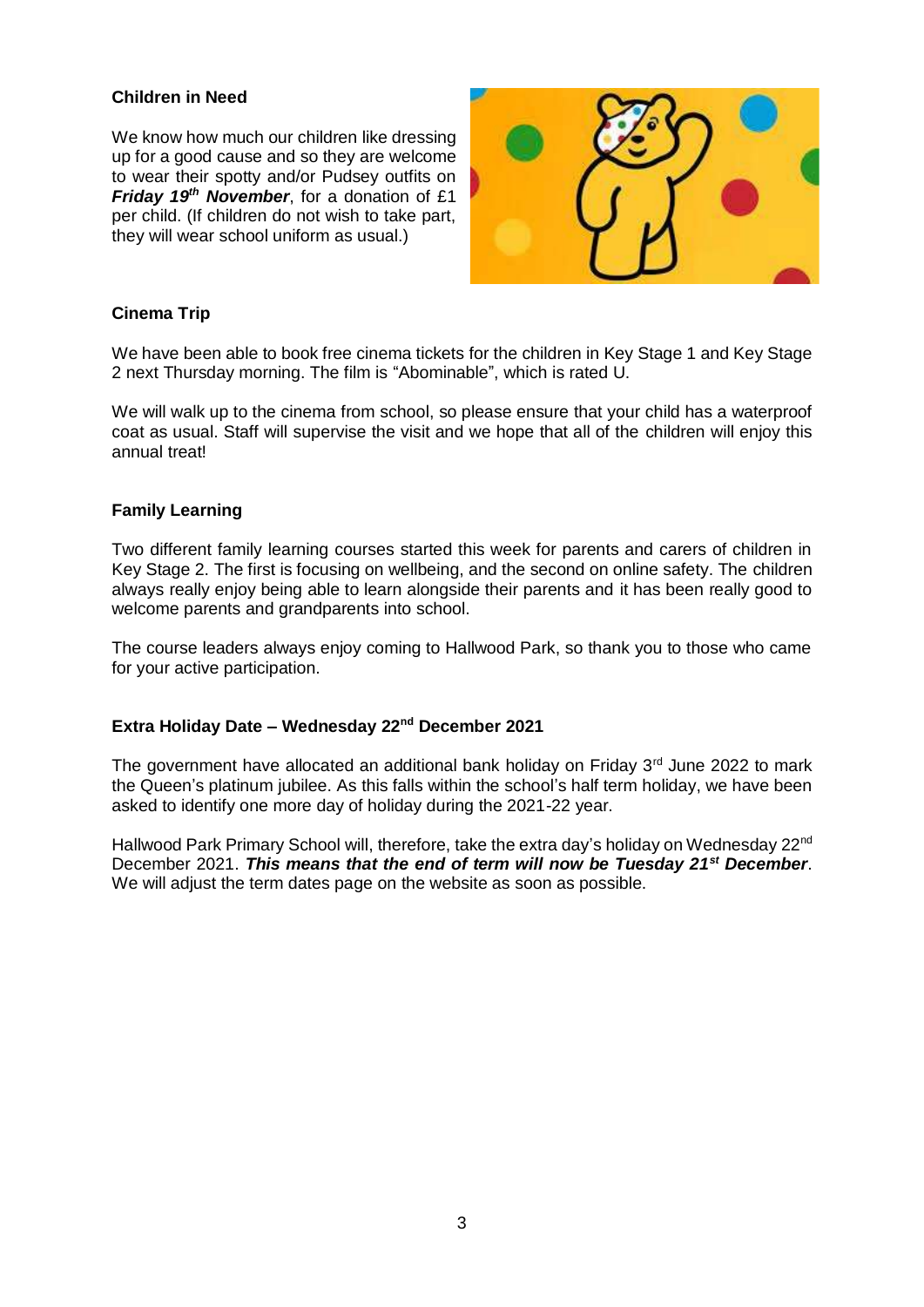### Children in Need

We know how much our children like dressing up for a good cause and so they are welcome to wear their spotty and/or Pudsey outfits on ***Friday 19th November***, for a donation of £1 per child. (If children do not wish to take part, they will wear school uniform as usual.)

### Cinema Trip

We have been able to book free cinema tickets for the children in Key Stage 1 and Key Stage 2 next Thursday morning. The film is "Abominable", which is rated U.

We will walk up to the cinema from school, so please ensure that your child has a waterproof coat as usual. Staff will supervise the visit and we hope that all of the children will enjoy this annual treat!

### Family Learning

Two different family learning courses started this week for parents and carers of children in Key Stage 2. The first is focusing on wellbeing, and the second on online safety. The children always really enjoy being able to learn alongside their parents and it has been really good to welcome parents and grandparents into school.

The course leaders always enjoy coming to Hallwood Park, so thank you to those who came for your active participation.

### Extra Holiday Date – Wednesday 22nd December 2021

The government have allocated an additional bank holiday on Friday 3rd June 2022 to mark the Queen's platinum jubilee. As this falls within the school's half term holiday, we have been asked to identify one more day of holiday during the 2021-22 year.

Hallwood Park Primary School will, therefore, take the extra day's holiday on Wednesday 22nd December 2021. ***This means that the end of term will now be Tuesday 21st December***. We will adjust the term dates page on the website as soon as possible.